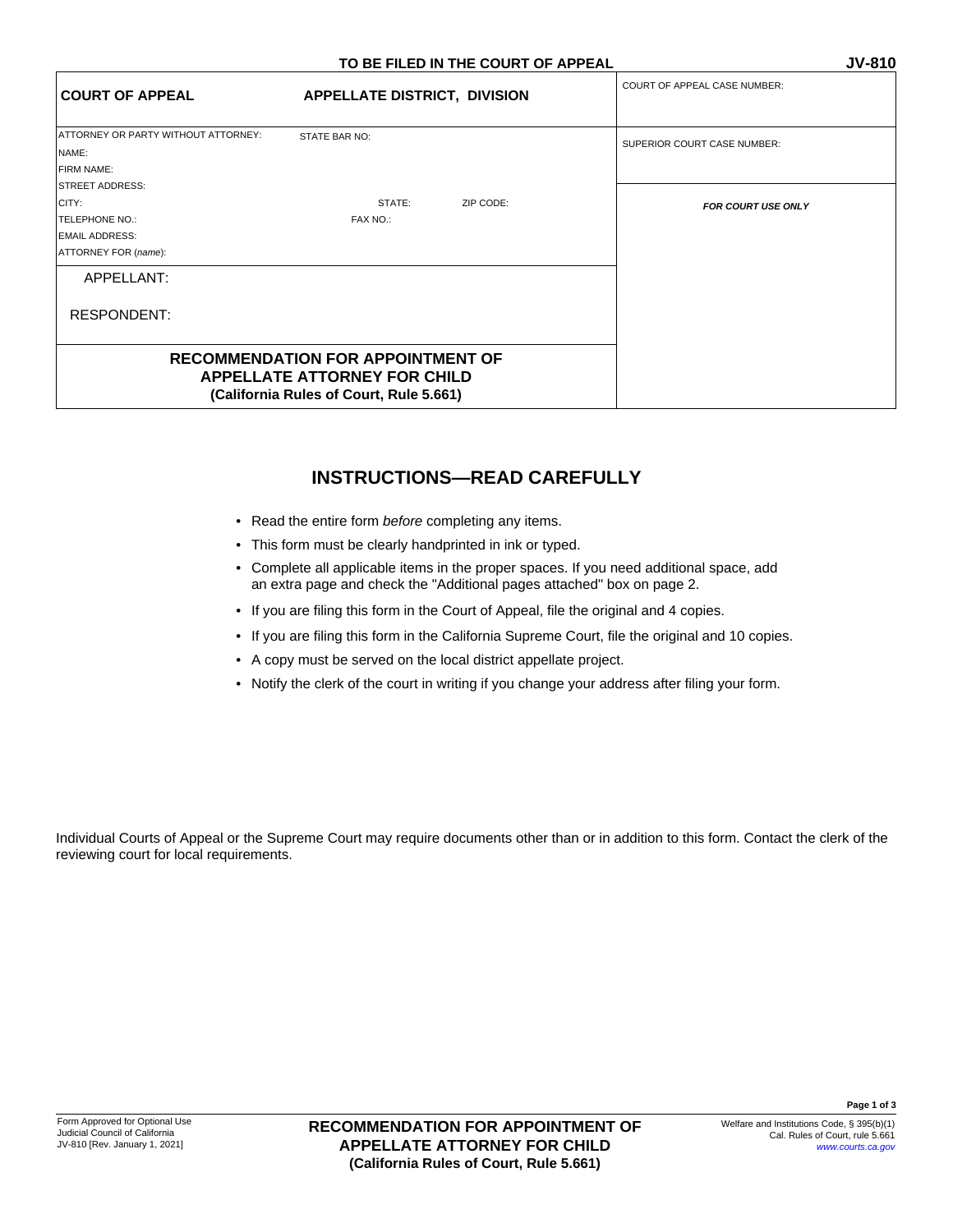**TO BE FILED IN THE COURT OF APPEAL** **JV-810**

| **COURT OF APPEAL** **APPELLATE DISTRICT, DIVISION** | COURT OF APPEAL CASE NUMBER: |
| --- | --- |
| ATTORNEY OR PARTY WITHOUT ATTORNEY: STATE BAR NO:<br>NAME:<br>FIRM NAME:<br>STREET ADDRESS:<br>CITY: STATE: ZIP CODE:<br>TELEPHONE NO.: FAX NO.:<br>EMAIL ADDRESS:<br>ATTORNEY FOR (*name*): | SUPERIOR COURT CASE NUMBER: |
| APPELLANT:<br><br>RESPONDENT: | ***FOR COURT USE ONLY*** |
| **RECOMMENDATION FOR APPOINTMENT OF APPELLATE ATTORNEY FOR CHILD (California Rules of Court, Rule 5.661)** | |

## INSTRUCTIONS—READ CAREFULLY

- Read the entire form *before* completing any items.
- This form must be clearly handprinted in ink or typed.
- Complete all applicable items in the proper spaces. If you need additional space, add an extra page and check the "Additional pages attached" box on page 2.
- If you are filing this form in the Court of Appeal, file the original and 4 copies.
- If you are filing this form in the California Supreme Court, file the original and 10 copies.
- A copy must be served on the local district appellate project.
- Notify the clerk of the court in writing if you change your address after filing your form.

Individual Courts of Appeal or the Supreme Court may require documents other than or in addition to this form. Contact the clerk of the reviewing court for local requirements.

Form Approved for Optional Use
Judicial Council of California
JV-810 [Rev. January 1, 2021]

**RECOMMENDATION FOR APPOINTMENT OF APPELLATE ATTORNEY FOR CHILD (California Rules of Court, Rule 5.661)**

Welfare and Institutions Code, § 395(b)(1)
Cal. Rules of Court, rule 5.661
www.courts.ca.gov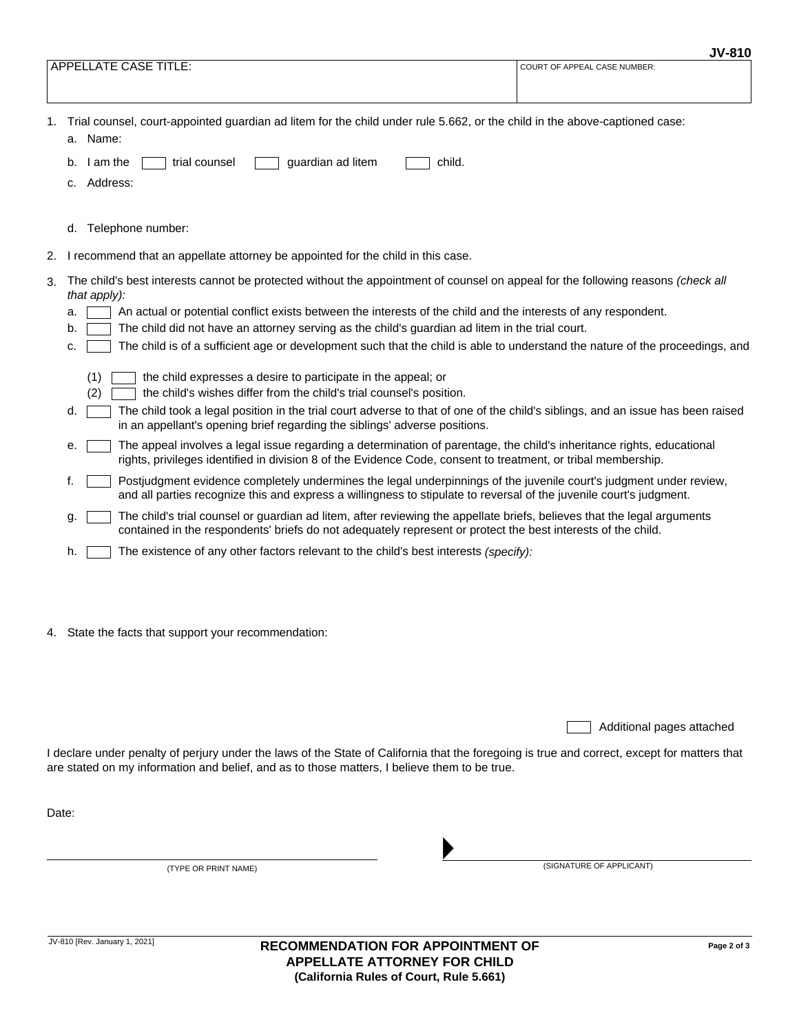**JV-810**

| APPELLATE CASE TITLE: | COURT OF APPEAL CASE NUMBER: |
|---|---|
| | |

1. Trial counsel, court-appointed guardian ad litem for the child under rule 5.662, or the child in the above-captioned case:
   a. Name:
   b. I am the ☐ trial counsel ☐ guardian ad litem ☐ child.
   c. Address:

   d. Telephone number:

2. I recommend that an appellate attorney be appointed for the child in this case.

3. The child's best interests cannot be protected without the appointment of counsel on appeal for the following reasons *(check all that apply):*
   a. ☐ An actual or potential conflict exists between the interests of the child and the interests of any respondent.
   b. ☐ The child did not have an attorney serving as the child's guardian ad litem in the trial court.
   c. ☐ The child is of a sufficient age or development such that the child is able to understand the nature of the proceedings, and
      (1) ☐ the child expresses a desire to participate in the appeal; or
      (2) ☐ the child's wishes differ from the child's trial counsel's position.
   d. ☐ The child took a legal position in the trial court adverse to that of one of the child's siblings, and an issue has been raised in an appellant's opening brief regarding the siblings' adverse positions.
   e. ☐ The appeal involves a legal issue regarding a determination of parentage, the child's inheritance rights, educational rights, privileges identified in division 8 of the Evidence Code, consent to treatment, or tribal membership.
   f. ☐ Postjudgment evidence completely undermines the legal underpinnings of the juvenile court's judgment under review, and all parties recognize this and express a willingness to stipulate to reversal of the juvenile court's judgment.
   g. ☐ The child's trial counsel or guardian ad litem, after reviewing the appellate briefs, believes that the legal arguments contained in the respondents' briefs do not adequately represent or protect the best interests of the child.
   h. ☐ The existence of any other factors relevant to the child's best interests *(specify):*

4. State the facts that support your recommendation:

☐ Additional pages attached

I declare under penalty of perjury under the laws of the State of California that the foregoing is true and correct, except for matters that are stated on my information and belief, and as to those matters, I believe them to be true.

Date:

_______________________________ (TYPE OR PRINT NAME)

▶ _______________________________ (SIGNATURE OF APPLICANT)

JV-810 [Rev. January 1, 2021]

**RECOMMENDATION FOR APPOINTMENT OF APPELLATE ATTORNEY FOR CHILD**
**(California Rules of Court, Rule 5.661)**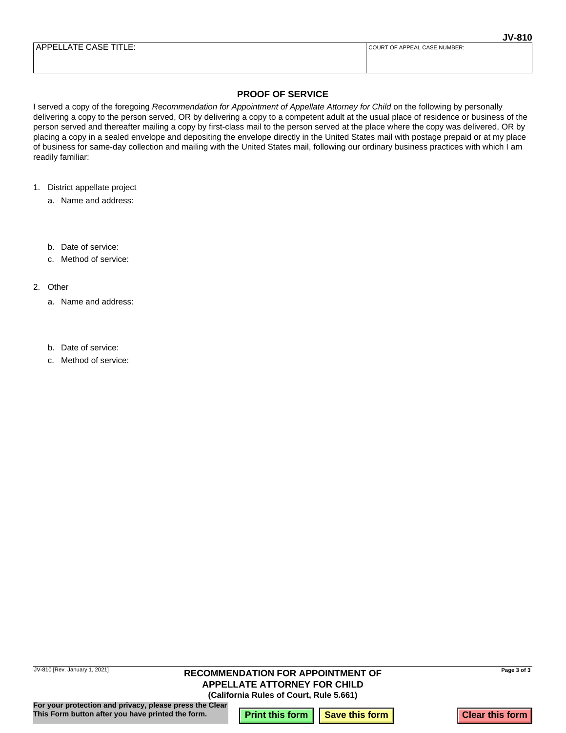JV-810

| APPELLATE CASE TITLE: | COURT OF APPEAL CASE NUMBER: |
| --- | --- |
| | |

## PROOF OF SERVICE

I served a copy of the foregoing *Recommendation for Appointment of Appellate Attorney for Child* on the following by personally delivering a copy to the person served, OR by delivering a copy to a competent adult at the usual place of residence or business of the person served and thereafter mailing a copy by first-class mail to the person served at the place where the copy was delivered, OR by placing a copy in a sealed envelope and depositing the envelope directly in the United States mail with postage prepaid or at my place of business for same-day collection and mailing with the United States mail, following our ordinary business practices with which I am readily familiar:

1. District appellate project
   a. Name and address:

   b. Date of service:
   c. Method of service:

2. Other
   a. Name and address:

   b. Date of service:
   c. Method of service:

JV-810 [Rev. January 1, 2021]

**RECOMMENDATION FOR APPOINTMENT OF APPELLATE ATTORNEY FOR CHILD**
**(California Rules of Court, Rule 5.661)**

**For your protection and privacy, please press the Clear This Form button after you have printed the form.**

Print this form | Save this form | Clear this form